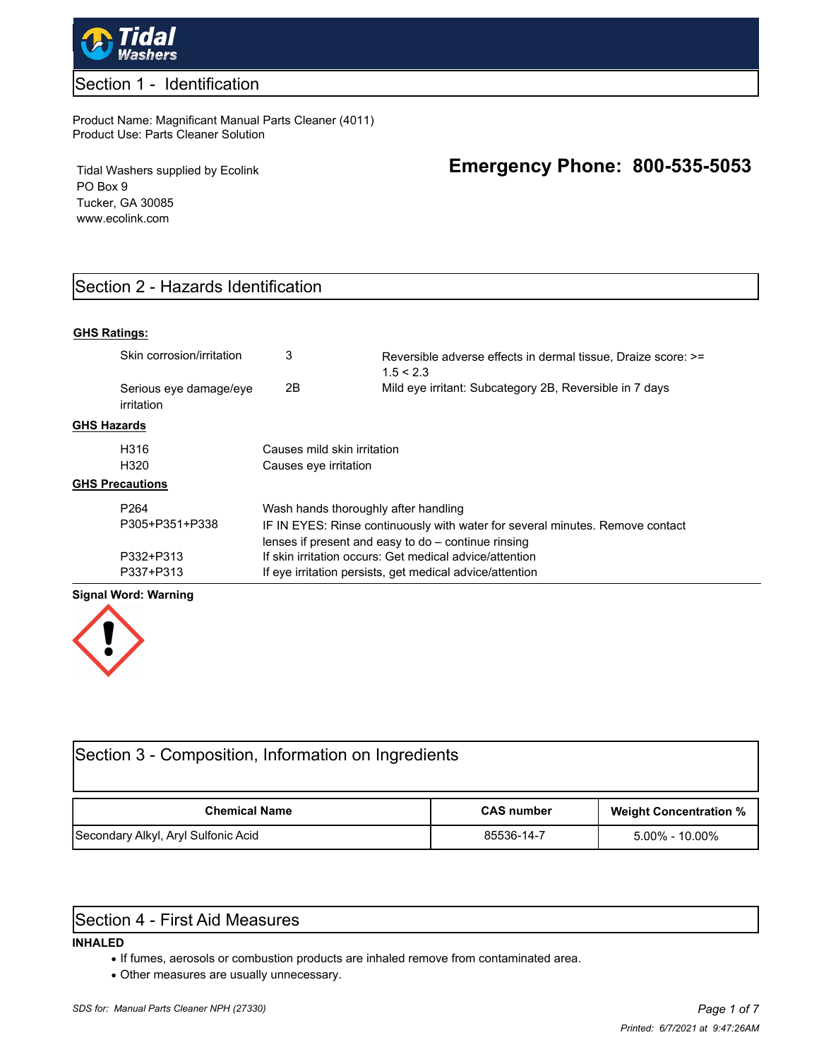Tidal Washers

## Section 1 - Identification

Product Name: Magnificant Manual Parts Cleaner (4011)
Product Use: Parts Cleaner Solution

Tidal Washers supplied by Ecolink
PO Box 9
Tucker, GA 30085
www.ecolink.com

**Emergency Phone: 800-535-5053**

## Section 2 - Hazards Identification

**GHS Ratings:**

| | | |
|---|---|---|
| Skin corrosion/irritation | 3 | Reversible adverse effects in dermal tissue, Draize score: >= 1.5 < 2.3 |
| Serious eye damage/eye irritation | 2B | Mild eye irritant: Subcategory 2B, Reversible in 7 days |

**GHS Hazards**

| | |
|---|---|
| H316 | Causes mild skin irritation |
| H320 | Causes eye irritation |

**GHS Precautions**

| | |
|---|---|
| P264 | Wash hands thoroughly after handling |
| P305+P351+P338 | IF IN EYES: Rinse continuously with water for several minutes. Remove contact lenses if present and easy to do – continue rinsing |
| P332+P313 | If skin irritation occurs: Get medical advice/attention |
| P337+P313 | If eye irritation persists, get medical advice/attention |

**Signal Word: Warning**

## Section 3 - Composition, Information on Ingredients

| Chemical Name | CAS number | Weight Concentration % |
|---|---|---|
| Secondary Alkyl, Aryl Sulfonic Acid | 85536-14-7 | 5.00% - 10.00% |

## Section 4 - First Aid Measures

**INHALED**

- If fumes, aerosols or combustion products are inhaled remove from contaminated area.
- Other measures are usually unnecessary.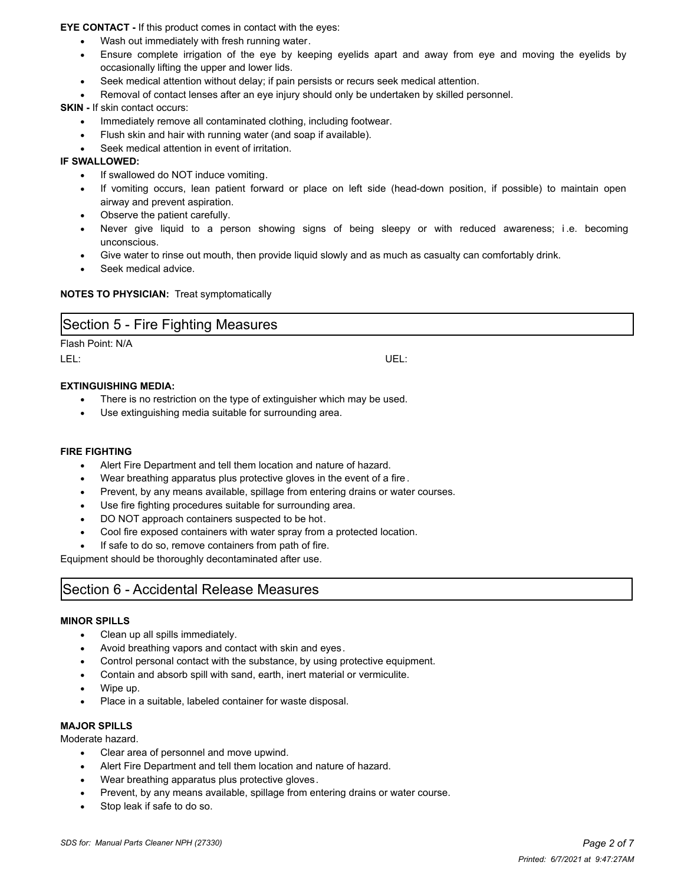**EYE CONTACT -** If this product comes in contact with the eyes:

- Wash out immediately with fresh running water.
- Ensure complete irrigation of the eye by keeping eyelids apart and away from eye and moving the eyelids by occasionally lifting the upper and lower lids.
- Seek medical attention without delay; if pain persists or recurs seek medical attention.
- Removal of contact lenses after an eye injury should only be undertaken by skilled personnel.

**SKIN -** If skin contact occurs:

- Immediately remove all contaminated clothing, including footwear.
- Flush skin and hair with running water (and soap if available).
- Seek medical attention in event of irritation.

**IF SWALLOWED:**

- If swallowed do NOT induce vomiting.
- If vomiting occurs, lean patient forward or place on left side (head-down position, if possible) to maintain open airway and prevent aspiration.
- Observe the patient carefully.
- Never give liquid to a person showing signs of being sleepy or with reduced awareness; i.e. becoming unconscious.
- Give water to rinse out mouth, then provide liquid slowly and as much as casualty can comfortably drink.
- Seek medical advice.

**NOTES TO PHYSICIAN:** Treat symptomatically

## Section 5 - Fire Fighting Measures

Flash Point: N/A

LEL: UEL:

**EXTINGUISHING MEDIA:**

- There is no restriction on the type of extinguisher which may be used.
- Use extinguishing media suitable for surrounding area.

**FIRE FIGHTING**

- Alert Fire Department and tell them location and nature of hazard.
- Wear breathing apparatus plus protective gloves in the event of a fire.
- Prevent, by any means available, spillage from entering drains or water courses.
- Use fire fighting procedures suitable for surrounding area.
- DO NOT approach containers suspected to be hot.
- Cool fire exposed containers with water spray from a protected location.
- If safe to do so, remove containers from path of fire.

Equipment should be thoroughly decontaminated after use.

## Section 6 - Accidental Release Measures

**MINOR SPILLS**

- Clean up all spills immediately.
- Avoid breathing vapors and contact with skin and eyes.
- Control personal contact with the substance, by using protective equipment.
- Contain and absorb spill with sand, earth, inert material or vermiculite.
- Wipe up.
- Place in a suitable, labeled container for waste disposal.

**MAJOR SPILLS**

Moderate hazard.

- Clear area of personnel and move upwind.
- Alert Fire Department and tell them location and nature of hazard.
- Wear breathing apparatus plus protective gloves.
- Prevent, by any means available, spillage from entering drains or water course.
- Stop leak if safe to do so.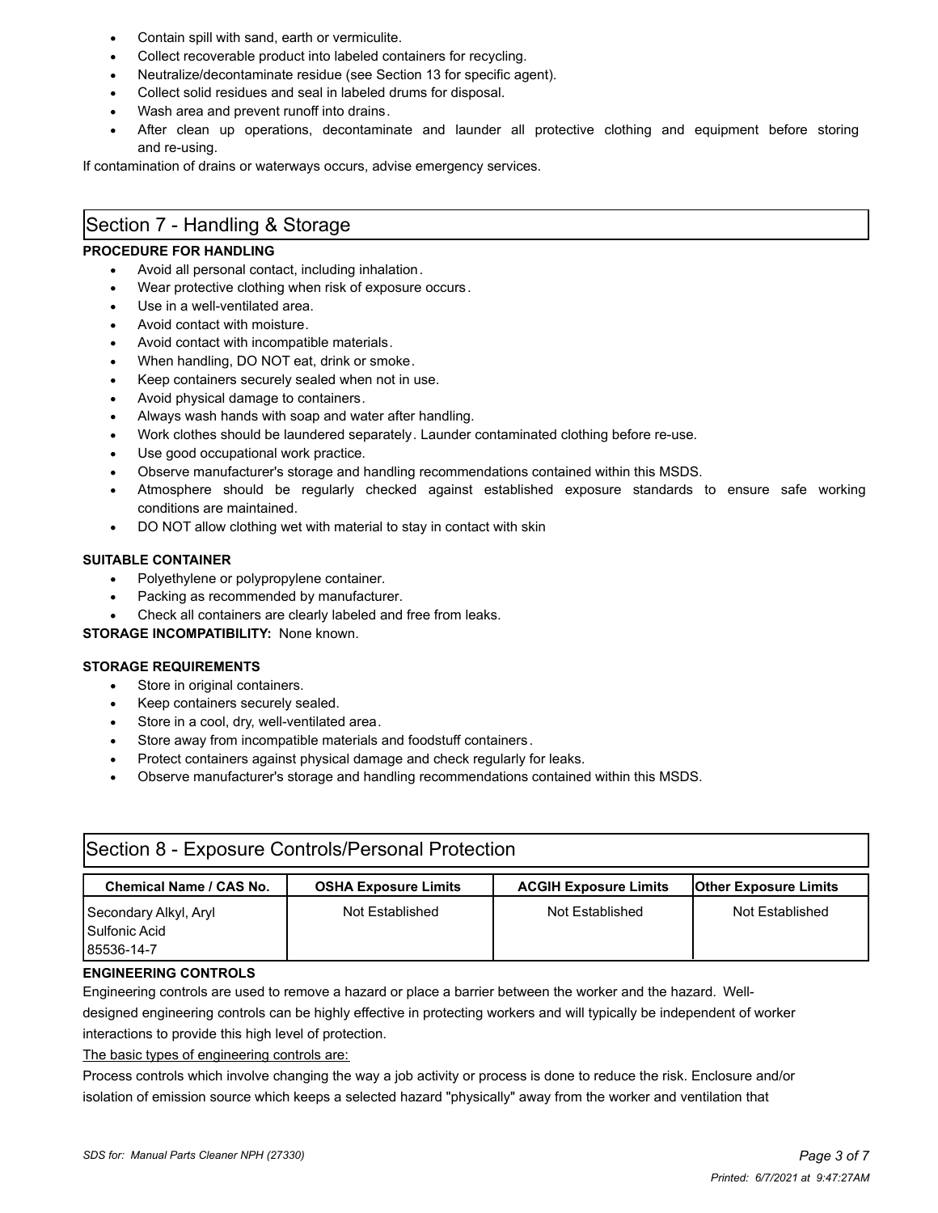- Contain spill with sand, earth or vermiculite.
- Collect recoverable product into labeled containers for recycling.
- Neutralize/decontaminate residue (see Section 13 for specific agent).
- Collect solid residues and seal in labeled drums for disposal.
- Wash area and prevent runoff into drains.
- After clean up operations, decontaminate and launder all protective clothing and equipment before storing and re-using.

If contamination of drains or waterways occurs, advise emergency services.

## Section 7 - Handling & Storage

**PROCEDURE FOR HANDLING**

- Avoid all personal contact, including inhalation.
- Wear protective clothing when risk of exposure occurs.
- Use in a well-ventilated area.
- Avoid contact with moisture.
- Avoid contact with incompatible materials.
- When handling, DO NOT eat, drink or smoke.
- Keep containers securely sealed when not in use.
- Avoid physical damage to containers.
- Always wash hands with soap and water after handling.
- Work clothes should be laundered separately. Launder contaminated clothing before re-use.
- Use good occupational work practice.
- Observe manufacturer's storage and handling recommendations contained within this MSDS.
- Atmosphere should be regularly checked against established exposure standards to ensure safe working conditions are maintained.
- DO NOT allow clothing wet with material to stay in contact with skin

**SUITABLE CONTAINER**

- Polyethylene or polypropylene container.
- Packing as recommended by manufacturer.
- Check all containers are clearly labeled and free from leaks.

**STORAGE INCOMPATIBILITY:** None known.

**STORAGE REQUIREMENTS**

- Store in original containers.
- Keep containers securely sealed.
- Store in a cool, dry, well-ventilated area.
- Store away from incompatible materials and foodstuff containers.
- Protect containers against physical damage and check regularly for leaks.
- Observe manufacturer's storage and handling recommendations contained within this MSDS.

## Section 8 - Exposure Controls/Personal Protection

| Chemical Name / CAS No. | OSHA Exposure Limits | ACGIH Exposure Limits | Other Exposure Limits |
|---|---|---|---|
| Secondary Alkyl, Aryl Sulfonic Acid 85536-14-7 | Not Established | Not Established | Not Established |

**ENGINEERING CONTROLS**

Engineering controls are used to remove a hazard or place a barrier between the worker and the hazard. Well-designed engineering controls can be highly effective in protecting workers and will typically be independent of worker interactions to provide this high level of protection.

The basic types of engineering controls are:

Process controls which involve changing the way a job activity or process is done to reduce the risk. Enclosure and/or isolation of emission source which keeps a selected hazard "physically" away from the worker and ventilation that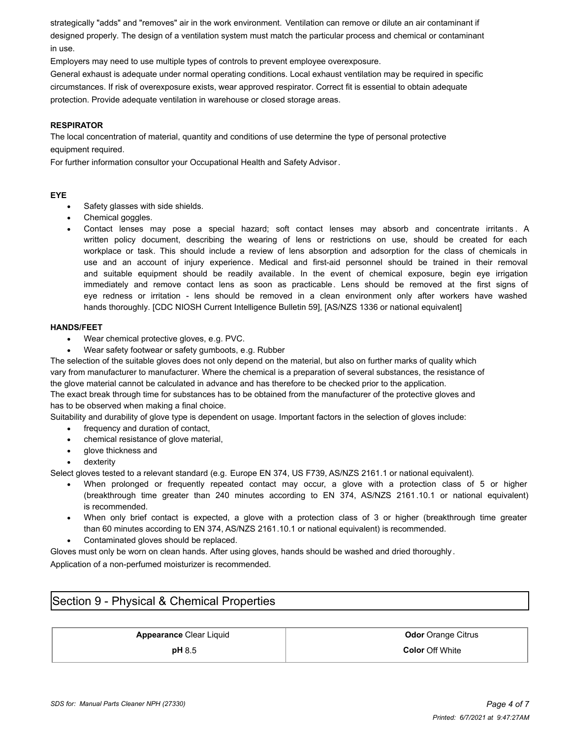strategically "adds" and "removes" air in the work environment. Ventilation can remove or dilute an air contaminant if designed properly. The design of a ventilation system must match the particular process and chemical or contaminant in use.

Employers may need to use multiple types of controls to prevent employee overexposure.

General exhaust is adequate under normal operating conditions. Local exhaust ventilation may be required in specific circumstances. If risk of overexposure exists, wear approved respirator. Correct fit is essential to obtain adequate protection. Provide adequate ventilation in warehouse or closed storage areas.

**RESPIRATOR**

The local concentration of material, quantity and conditions of use determine the type of personal protective equipment required.

For further information consultor your Occupational Health and Safety Advisor.

**EYE**

- Safety glasses with side shields.
- Chemical goggles.
- Contact lenses may pose a special hazard; soft contact lenses may absorb and concentrate irritants. A written policy document, describing the wearing of lens or restrictions on use, should be created for each workplace or task. This should include a review of lens absorption and adsorption for the class of chemicals in use and an account of injury experience. Medical and first-aid personnel should be trained in their removal and suitable equipment should be readily available. In the event of chemical exposure, begin eye irrigation immediately and remove contact lens as soon as practicable. Lens should be removed at the first signs of eye redness or irritation - lens should be removed in a clean environment only after workers have washed hands thoroughly. [CDC NIOSH Current Intelligence Bulletin 59], [AS/NZS 1336 or national equivalent]

**HANDS/FEET**

- Wear chemical protective gloves, e.g. PVC.
- Wear safety footwear or safety gumboots, e.g. Rubber

The selection of the suitable gloves does not only depend on the material, but also on further marks of quality which vary from manufacturer to manufacturer. Where the chemical is a preparation of several substances, the resistance of the glove material cannot be calculated in advance and has therefore to be checked prior to the application.

The exact break through time for substances has to be obtained from the manufacturer of the protective gloves and has to be observed when making a final choice.

Suitability and durability of glove type is dependent on usage. Important factors in the selection of gloves include:

- frequency and duration of contact,
- chemical resistance of glove material,
- glove thickness and
- dexterity

Select gloves tested to a relevant standard (e.g. Europe EN 374, US F739, AS/NZS 2161.1 or national equivalent).

- When prolonged or frequently repeated contact may occur, a glove with a protection class of 5 or higher (breakthrough time greater than 240 minutes according to EN 374, AS/NZS 2161.10.1 or national equivalent) is recommended.
- When only brief contact is expected, a glove with a protection class of 3 or higher (breakthrough time greater than 60 minutes according to EN 374, AS/NZS 2161.10.1 or national equivalent) is recommended.
- Contaminated gloves should be replaced.

Gloves must only be worn on clean hands. After using gloves, hands should be washed and dried thoroughly.

Application of a non-perfumed moisturizer is recommended.

## Section 9 - Physical & Chemical Properties

| | |
|---|---|
| **Appearance** Clear Liquid | **Odor** Orange Citrus |
| **pH** 8.5 | **Color** Off White |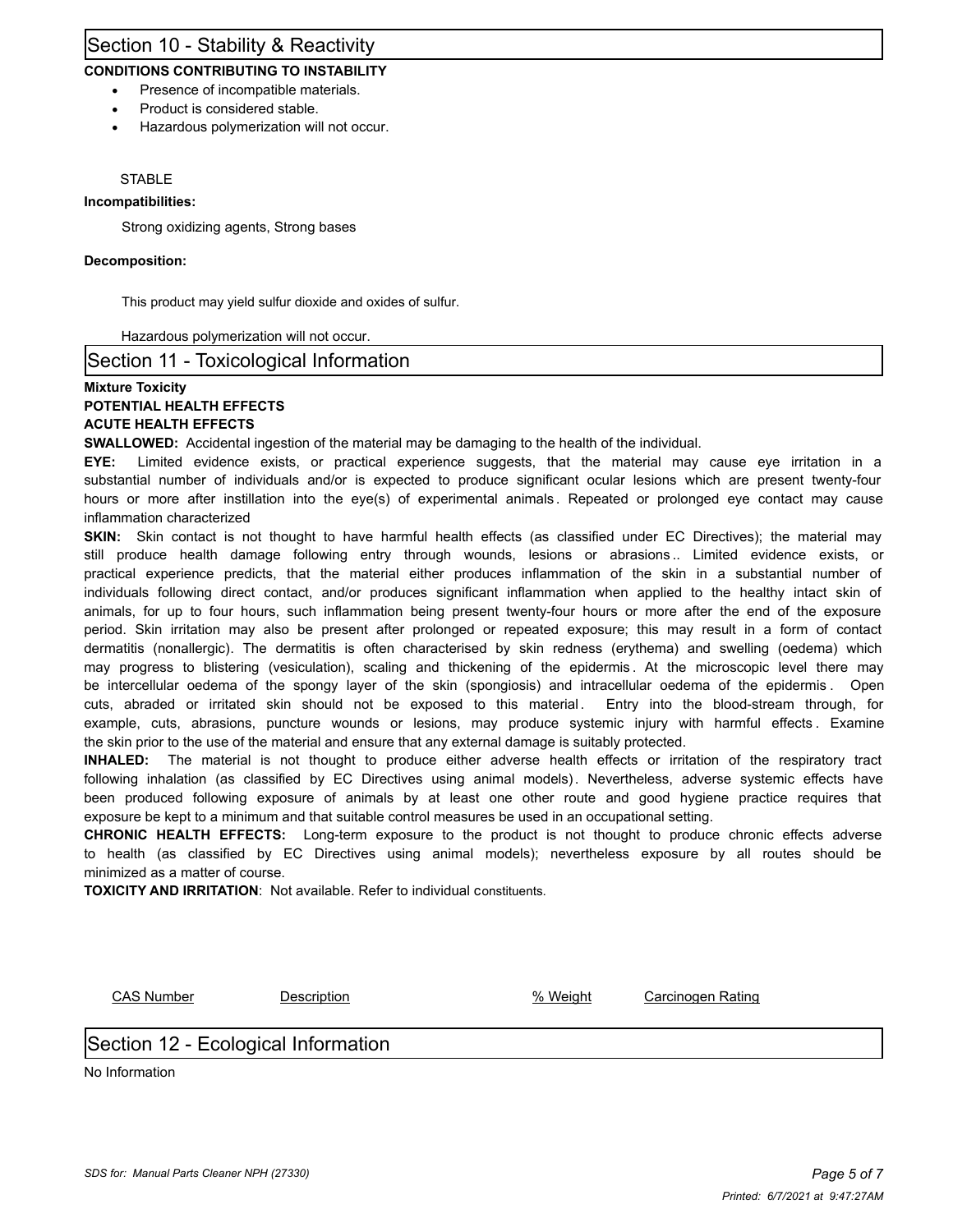## Section 10 - Stability & Reactivity

**CONDITIONS CONTRIBUTING TO INSTABILITY**

- Presence of incompatible materials.
- Product is considered stable.
- Hazardous polymerization will not occur.

STABLE

**Incompatibilities:**

Strong oxidizing agents, Strong bases

**Decomposition:**

This product may yield sulfur dioxide and oxides of sulfur.

Hazardous polymerization will not occur.

## Section 11 - Toxicological Information

**Mixture Toxicity**
**POTENTIAL HEALTH EFFECTS**
**ACUTE HEALTH EFFECTS**

**SWALLOWED:** Accidental ingestion of the material may be damaging to the health of the individual.

**EYE:** Limited evidence exists, or practical experience suggests, that the material may cause eye irritation in a substantial number of individuals and/or is expected to produce significant ocular lesions which are present twenty-four hours or more after instillation into the eye(s) of experimental animals. Repeated or prolonged eye contact may cause inflammation characterized

**SKIN:** Skin contact is not thought to have harmful health effects (as classified under EC Directives); the material may still produce health damage following entry through wounds, lesions or abrasions.. Limited evidence exists, or practical experience predicts, that the material either produces inflammation of the skin in a substantial number of individuals following direct contact, and/or produces significant inflammation when applied to the healthy intact skin of animals, for up to four hours, such inflammation being present twenty-four hours or more after the end of the exposure period. Skin irritation may also be present after prolonged or repeated exposure; this may result in a form of contact dermatitis (nonallergic). The dermatitis is often characterised by skin redness (erythema) and swelling (oedema) which may progress to blistering (vesiculation), scaling and thickening of the epidermis. At the microscopic level there may be intercellular oedema of the spongy layer of the skin (spongiosis) and intracellular oedema of the epidermis. Open cuts, abraded or irritated skin should not be exposed to this material. Entry into the blood-stream through, for example, cuts, abrasions, puncture wounds or lesions, may produce systemic injury with harmful effects. Examine the skin prior to the use of the material and ensure that any external damage is suitably protected.

**INHALED:** The material is not thought to produce either adverse health effects or irritation of the respiratory tract following inhalation (as classified by EC Directives using animal models). Nevertheless, adverse systemic effects have been produced following exposure of animals by at least one other route and good hygiene practice requires that exposure be kept to a minimum and that suitable control measures be used in an occupational setting.

**CHRONIC HEALTH EFFECTS:** Long-term exposure to the product is not thought to produce chronic effects adverse to health (as classified by EC Directives using animal models); nevertheless exposure by all routes should be minimized as a matter of course.

**TOXICITY AND IRRITATION**: Not available. Refer to individual constituents.

| CAS Number | Description | % Weight | Carcinogen Rating |
| --- | --- | --- | --- |

## Section 12 - Ecological Information

No Information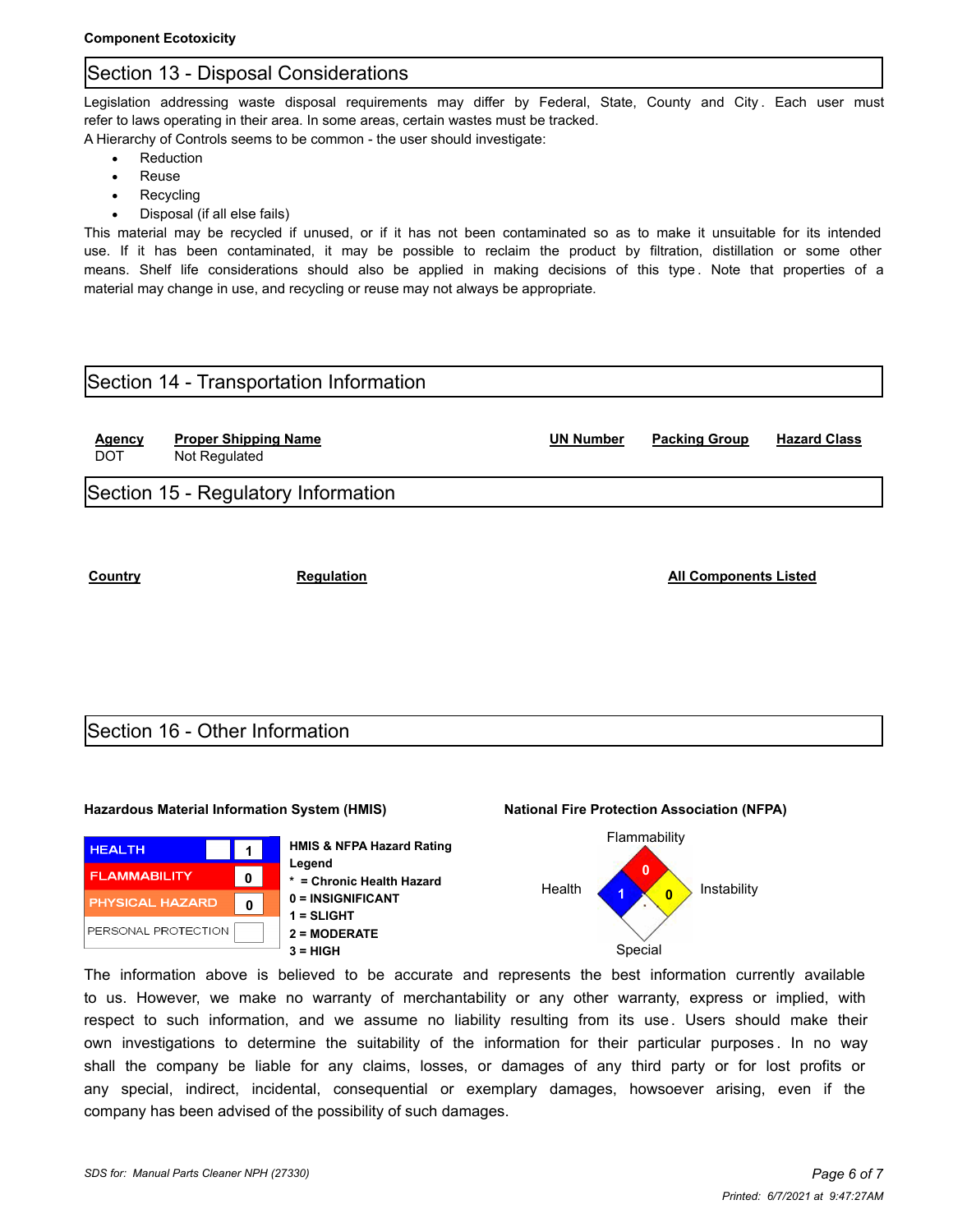**Component Ecotoxicity**

## Section 13 - Disposal Considerations

Legislation addressing waste disposal requirements may differ by Federal, State, County and City. Each user must refer to laws operating in their area. In some areas, certain wastes must be tracked.

A Hierarchy of Controls seems to be common - the user should investigate:

- Reduction
- Reuse
- Recycling
- Disposal (if all else fails)

This material may be recycled if unused, or if it has not been contaminated so as to make it unsuitable for its intended use. If it has been contaminated, it may be possible to reclaim the product by filtration, distillation or some other means. Shelf life considerations should also be applied in making decisions of this type. Note that properties of a material may change in use, and recycling or reuse may not always be appropriate.

## Section 14 - Transportation Information

| Agency | Proper Shipping Name | UN Number | Packing Group | Hazard Class |
|---|---|---|---|---|
| DOT | Not Regulated | | | |

## Section 15 - Regulatory Information

| Country | Regulation | All Components Listed |
|---|---|---|

## Section 16 - Other Information

**Hazardous Material Information System (HMIS)**

| | |
|---|---|
| HEALTH | 1 |
| FLAMMABILITY | 0 |
| PHYSICAL HAZARD | 0 |
| PERSONAL PROTECTION | |

**HMIS & NFPA Hazard Rating Legend**
- \* = Chronic Health Hazard
- 0 = INSIGNIFICANT
- 1 = SLIGHT
- 2 = MODERATE
- 3 = HIGH

**National Fire Protection Association (NFPA)**

Flammability 0
Health 1
Instability 0
Special

The information above is believed to be accurate and represents the best information currently available to us. However, we make no warranty of merchantability or any other warranty, express or implied, with respect to such information, and we assume no liability resulting from its use. Users should make their own investigations to determine the suitability of the information for their particular purposes. In no way shall the company be liable for any claims, losses, or damages of any third party or for lost profits or any special, indirect, incidental, consequential or exemplary damages, howsoever arising, even if the company has been advised of the possibility of such damages.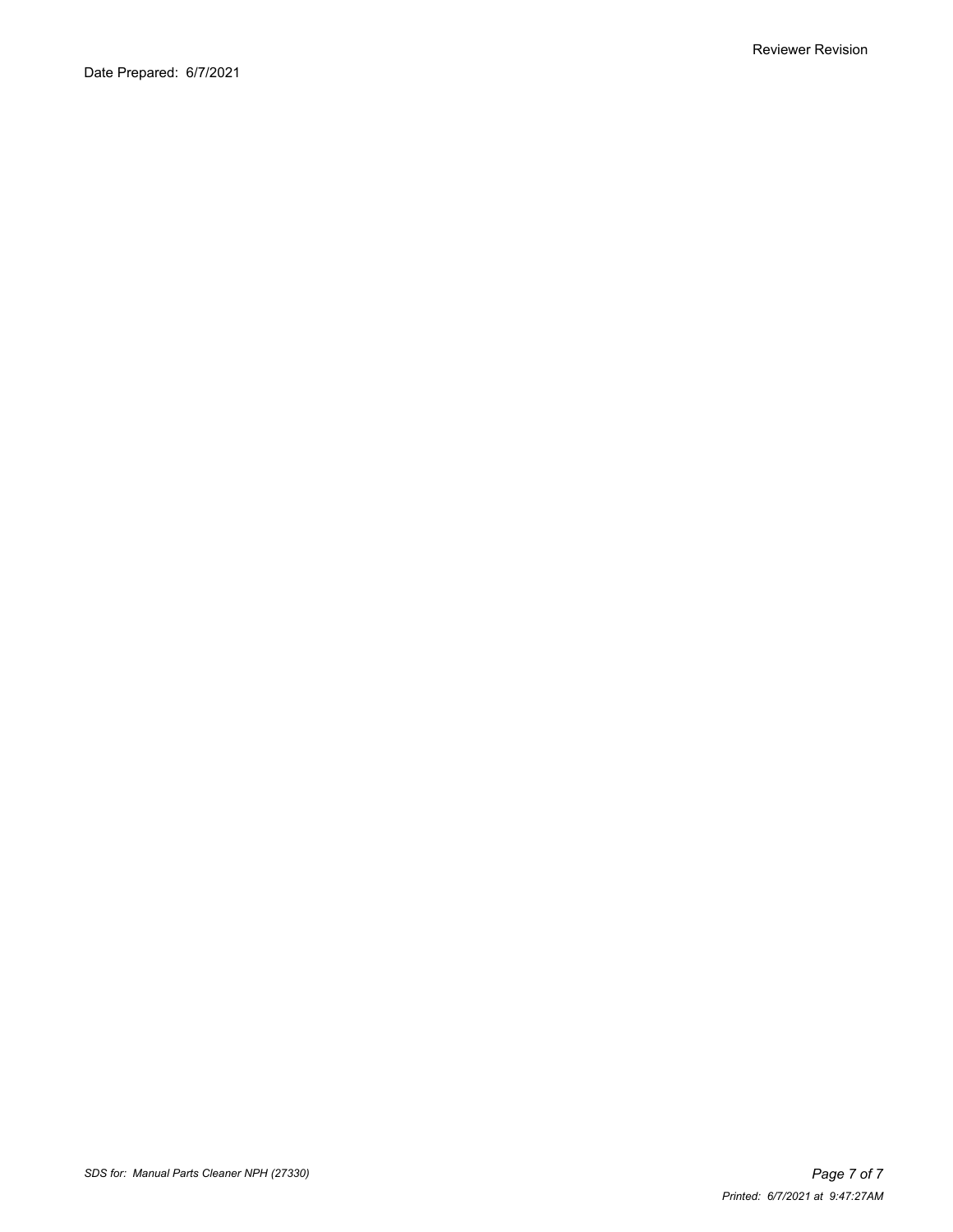Reviewer Revision

Date Prepared: 6/7/2021